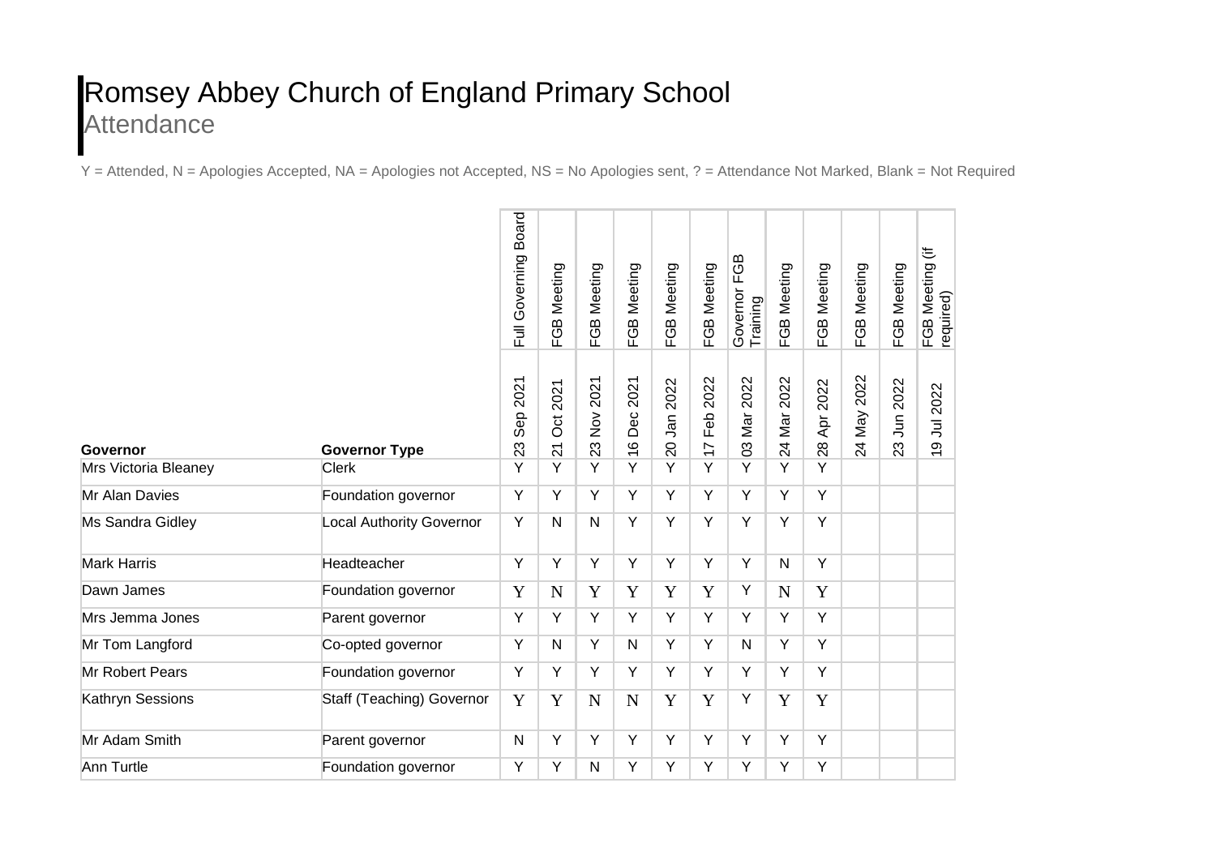# Romsey Abbey Church of England Primary School

## Attendance

Y = Attended, N = Apologies Accepted, NA = Apologies not Accepted, NS = No Apologies sent, ? = Attendance Not Marked, Blank = Not Required

| | | Full Governing Board | FGB Meeting | FGB Meeting | FGB Meeting | FGB Meeting | FGB Meeting | Governor FGB Training | FGB Meeting | FGB Meeting | FGB Meeting | FGB Meeting | FGB Meeting (if required) |
|---|---|---|---|---|---|---|---|---|---|---|---|---|---|
| **Governor** | **Governor Type** | 23 Sep 2021 | 21 Oct 2021 | 23 Nov 2021 | 16 Dec 2021 | 20 Jan 2022 | 17 Feb 2022 | 03 Mar 2022 | 24 Mar 2022 | 28 Apr 2022 | 24 May 2022 | 23 Jun 2022 | 19 Jul 2022 |
| Mrs Victoria Bleaney | Clerk | Y | Y | Y | Y | Y | Y | Y | Y | Y | | | |
| Mr Alan Davies | Foundation governor | Y | Y | Y | Y | Y | Y | Y | Y | Y | | | |
| Ms Sandra Gidley | Local Authority Governor | Y | N | N | Y | Y | Y | Y | Y | Y | | | |
| Mark Harris | Headteacher | Y | Y | Y | Y | Y | Y | Y | N | Y | | | |
| Dawn James | Foundation governor | Y | N | Y | Y | Y | Y | Y | N | Y | | | |
| Mrs Jemma Jones | Parent governor | Y | Y | Y | Y | Y | Y | Y | Y | Y | | | |
| Mr Tom Langford | Co-opted governor | Y | N | Y | N | Y | Y | N | Y | Y | | | |
| Mr Robert Pears | Foundation governor | Y | Y | Y | Y | Y | Y | Y | Y | Y | | | |
| Kathryn Sessions | Staff (Teaching) Governor | Y | Y | N | N | Y | Y | Y | Y | Y | | | |
| Mr Adam Smith | Parent governor | N | Y | Y | Y | Y | Y | Y | Y | Y | | | |
| Ann Turtle | Foundation governor | Y | Y | N | Y | Y | Y | Y | Y | Y | | | |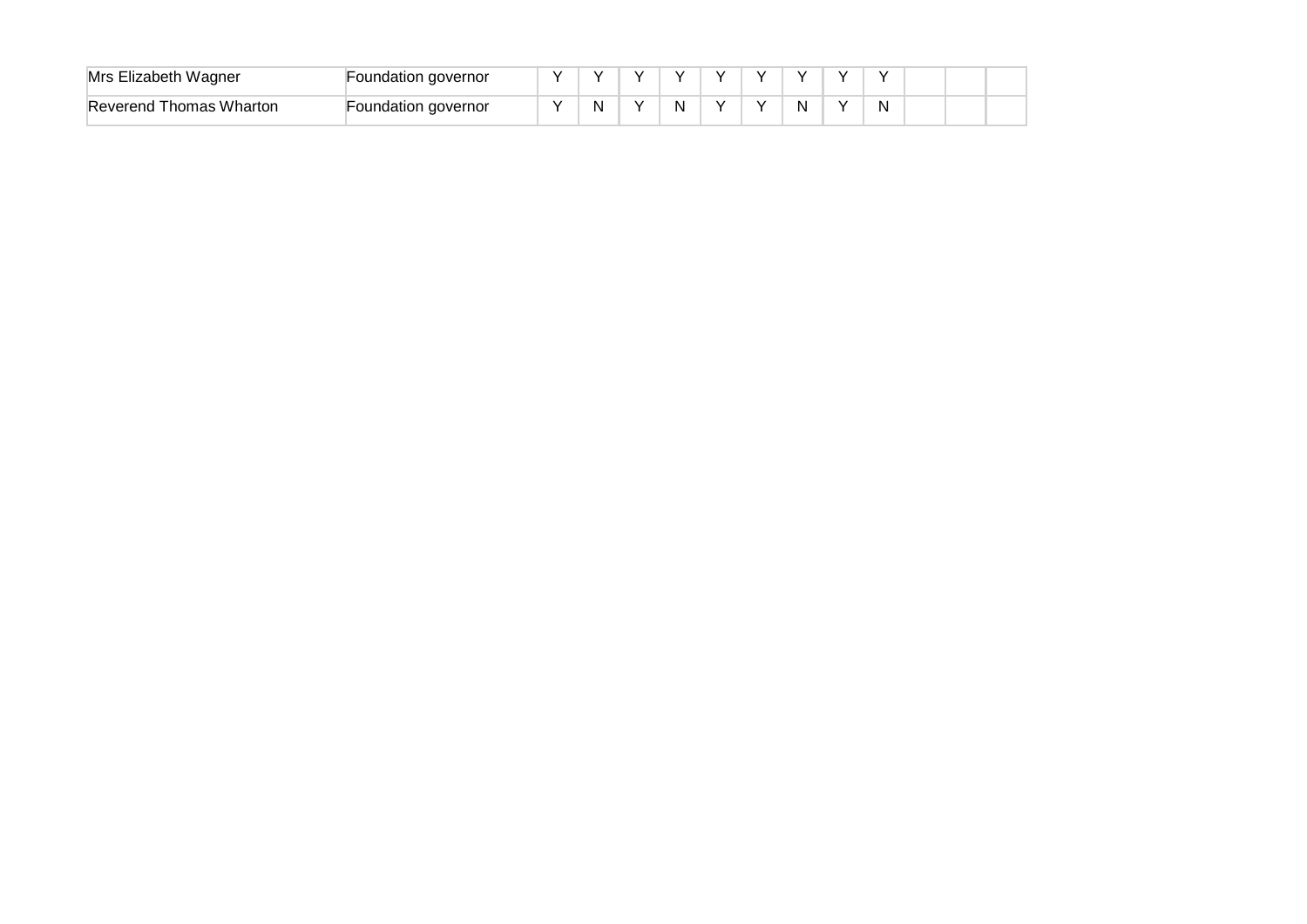| | | | | | | | | | | | | | |
|---|---|---|---|---|---|---|---|---|---|---|---|---|---|
| Mrs Elizabeth Wagner | Foundation governor | Y | Y | Y | Y | Y | Y | Y | Y | Y | | | |
| Reverend Thomas Wharton | Foundation governor | Y | N | Y | N | Y | Y | N | Y | N | | | |